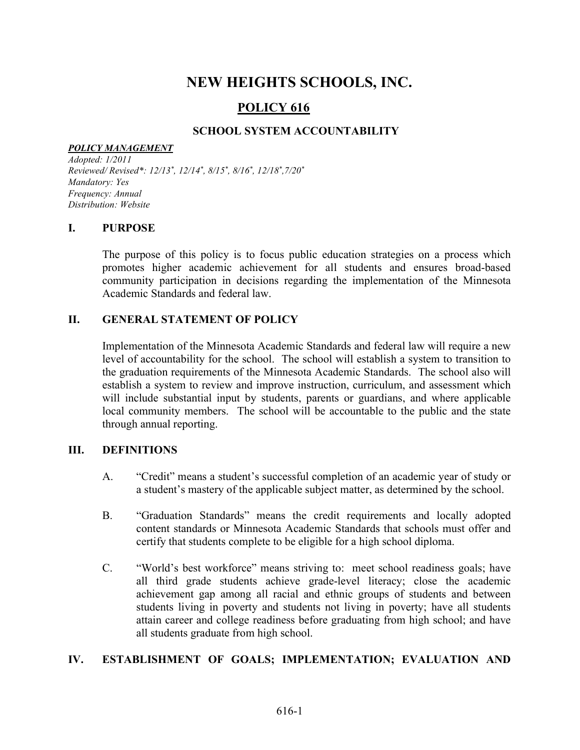# NEW HEIGHTS SCHOOLS, INC.

## POLICY 616

### SCHOOL SYSTEM ACCOUNTABILITY

***POLICY MANAGEMENT***
*Adopted: 1/2011*
*Reviewed/ Revised\*: 12/13\*, 12/14\*, 8/15\*, 8/16\*, 12/18\*,7/20\**
*Mandatory: Yes*
*Frequency: Annual*
*Distribution: Website*

## I. PURPOSE

The purpose of this policy is to focus public education strategies on a process which promotes higher academic achievement for all students and ensures broad-based community participation in decisions regarding the implementation of the Minnesota Academic Standards and federal law.

## II. GENERAL STATEMENT OF POLICY

Implementation of the Minnesota Academic Standards and federal law will require a new level of accountability for the school. The school will establish a system to transition to the graduation requirements of the Minnesota Academic Standards. The school also will establish a system to review and improve instruction, curriculum, and assessment which will include substantial input by students, parents or guardians, and where applicable local community members. The school will be accountable to the public and the state through annual reporting.

## III. DEFINITIONS

A. "Credit" means a student's successful completion of an academic year of study or a student's mastery of the applicable subject matter, as determined by the school.

B. "Graduation Standards" means the credit requirements and locally adopted content standards or Minnesota Academic Standards that schools must offer and certify that students complete to be eligible for a high school diploma.

C. "World's best workforce" means striving to: meet school readiness goals; have all third grade students achieve grade-level literacy; close the academic achievement gap among all racial and ethnic groups of students and between students living in poverty and students not living in poverty; have all students attain career and college readiness before graduating from high school; and have all students graduate from high school.

## IV. ESTABLISHMENT OF GOALS; IMPLEMENTATION; EVALUATION AND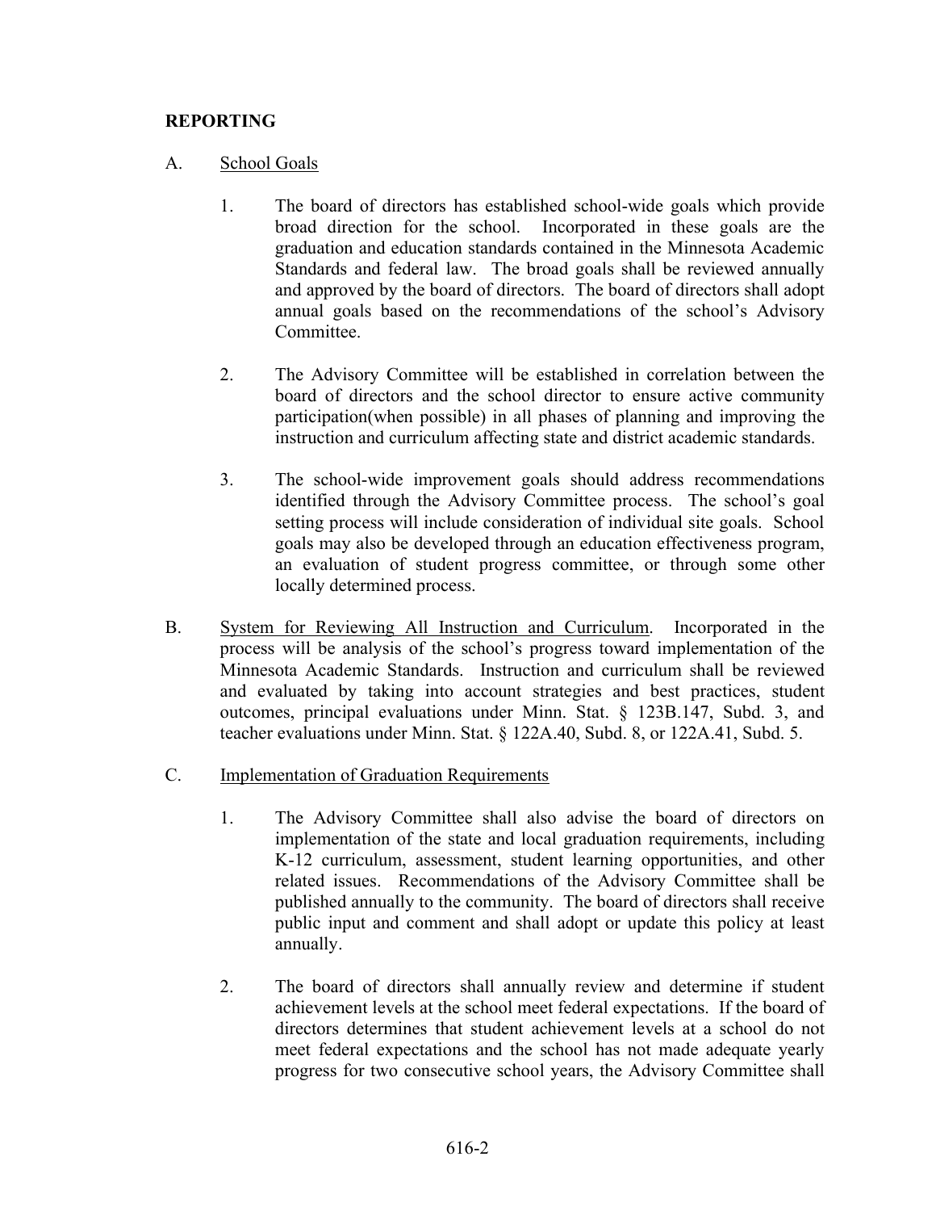## REPORTING

A. School Goals

1. The board of directors has established school-wide goals which provide broad direction for the school. Incorporated in these goals are the graduation and education standards contained in the Minnesota Academic Standards and federal law. The broad goals shall be reviewed annually and approved by the board of directors. The board of directors shall adopt annual goals based on the recommendations of the school's Advisory Committee.

2. The Advisory Committee will be established in correlation between the board of directors and the school director to ensure active community participation(when possible) in all phases of planning and improving the instruction and curriculum affecting state and district academic standards.

3. The school-wide improvement goals should address recommendations identified through the Advisory Committee process. The school's goal setting process will include consideration of individual site goals. School goals may also be developed through an education effectiveness program, an evaluation of student progress committee, or through some other locally determined process.

B. System for Reviewing All Instruction and Curriculum. Incorporated in the process will be analysis of the school's progress toward implementation of the Minnesota Academic Standards. Instruction and curriculum shall be reviewed and evaluated by taking into account strategies and best practices, student outcomes, principal evaluations under Minn. Stat. § 123B.147, Subd. 3, and teacher evaluations under Minn. Stat. § 122A.40, Subd. 8, or 122A.41, Subd. 5.

C. Implementation of Graduation Requirements

1. The Advisory Committee shall also advise the board of directors on implementation of the state and local graduation requirements, including K-12 curriculum, assessment, student learning opportunities, and other related issues. Recommendations of the Advisory Committee shall be published annually to the community. The board of directors shall receive public input and comment and shall adopt or update this policy at least annually.

2. The board of directors shall annually review and determine if student achievement levels at the school meet federal expectations. If the board of directors determines that student achievement levels at a school do not meet federal expectations and the school has not made adequate yearly progress for two consecutive school years, the Advisory Committee shall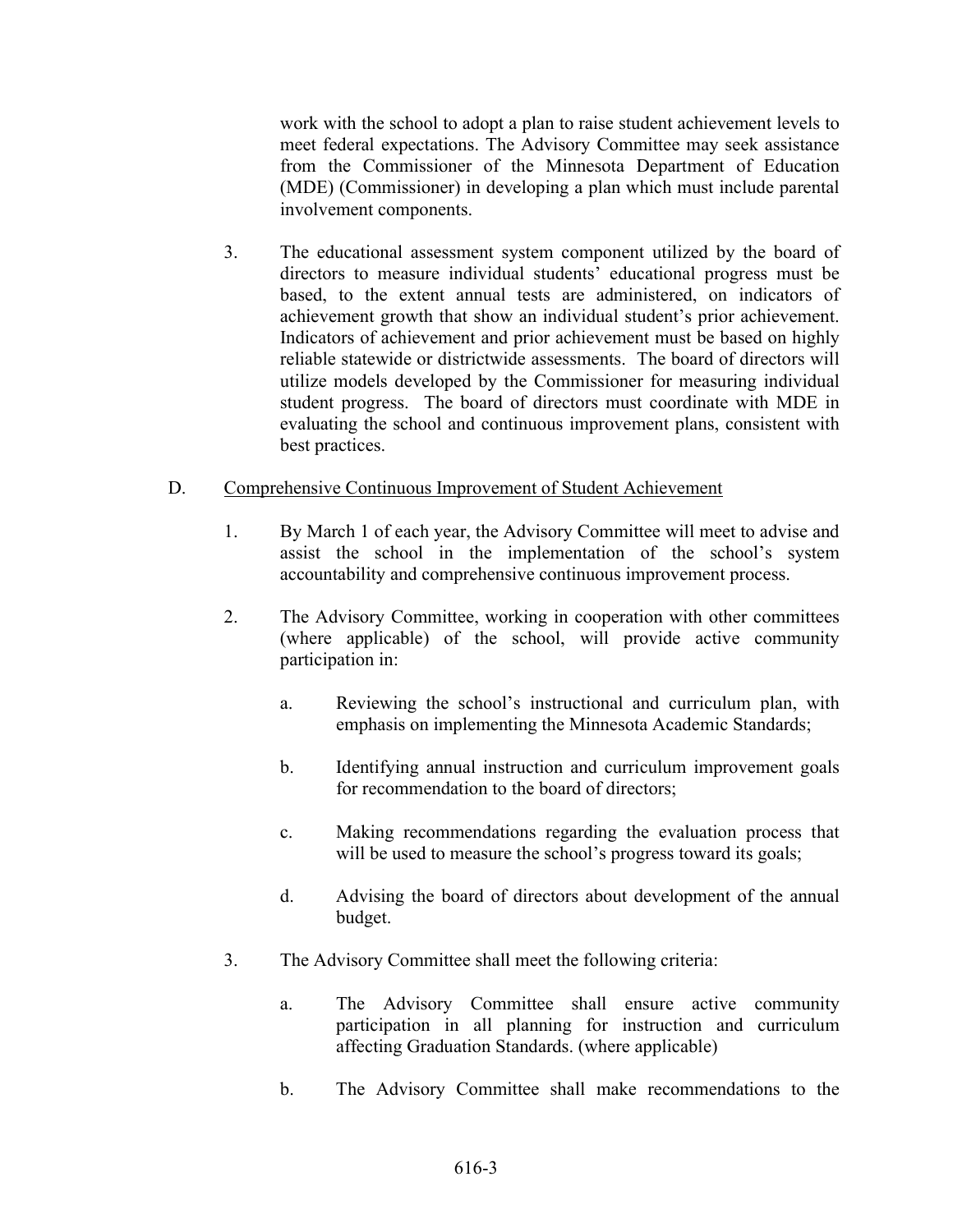work with the school to adopt a plan to raise student achievement levels to meet federal expectations. The Advisory Committee may seek assistance from the Commissioner of the Minnesota Department of Education (MDE) (Commissioner) in developing a plan which must include parental involvement components.

3. The educational assessment system component utilized by the board of directors to measure individual students' educational progress must be based, to the extent annual tests are administered, on indicators of achievement growth that show an individual student's prior achievement. Indicators of achievement and prior achievement must be based on highly reliable statewide or districtwide assessments. The board of directors will utilize models developed by the Commissioner for measuring individual student progress. The board of directors must coordinate with MDE in evaluating the school and continuous improvement plans, consistent with best practices.

D. <u>Comprehensive Continuous Improvement of Student Achievement</u>

1. By March 1 of each year, the Advisory Committee will meet to advise and assist the school in the implementation of the school's system accountability and comprehensive continuous improvement process.

2. The Advisory Committee, working in cooperation with other committees (where applicable) of the school, will provide active community participation in:

   a. Reviewing the school's instructional and curriculum plan, with emphasis on implementing the Minnesota Academic Standards;

   b. Identifying annual instruction and curriculum improvement goals for recommendation to the board of directors;

   c. Making recommendations regarding the evaluation process that will be used to measure the school's progress toward its goals;

   d. Advising the board of directors about development of the annual budget.

3. The Advisory Committee shall meet the following criteria:

   a. The Advisory Committee shall ensure active community participation in all planning for instruction and curriculum affecting Graduation Standards. (where applicable)

   b. The Advisory Committee shall make recommendations to the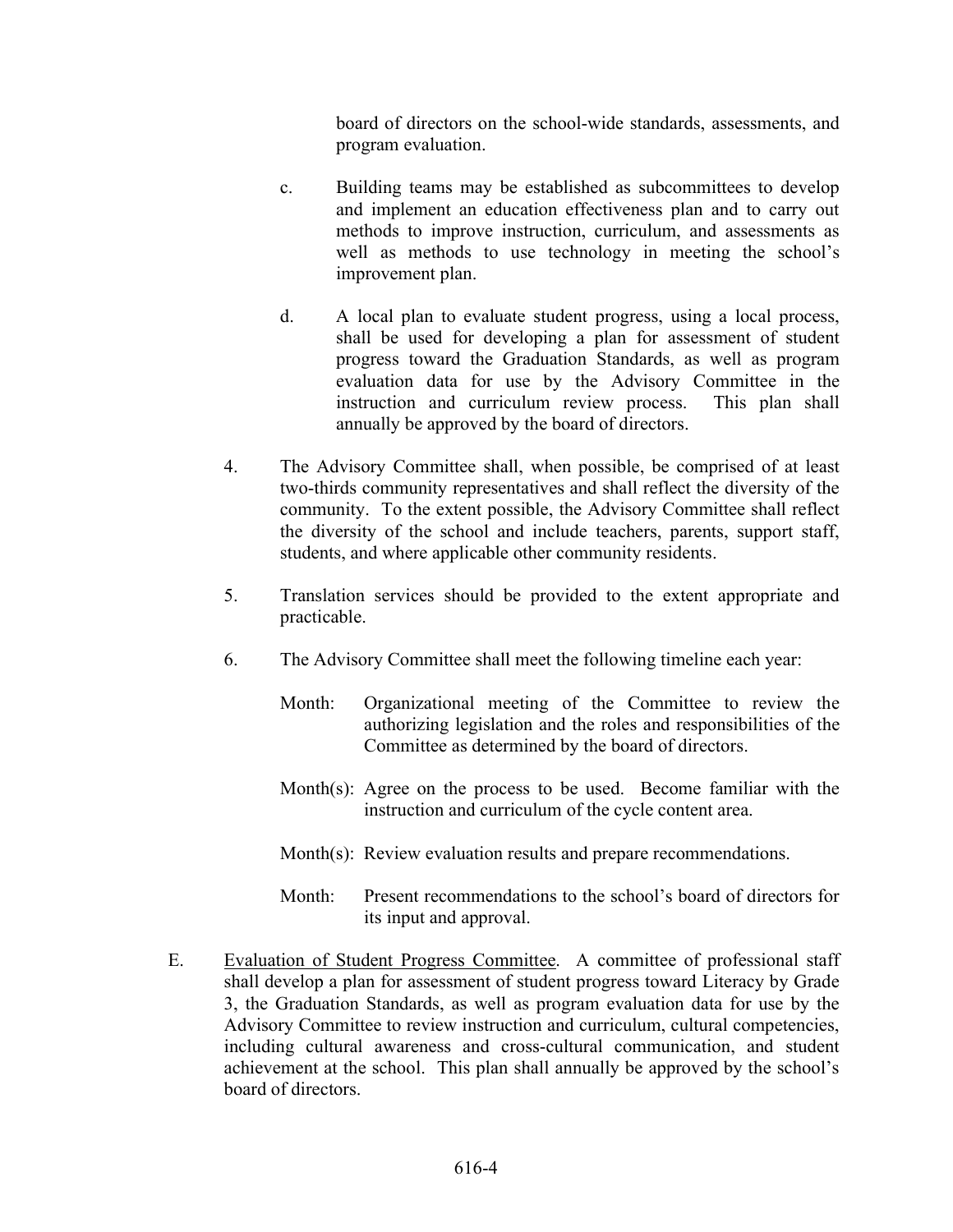board of directors on the school-wide standards, assessments, and program evaluation.

c. Building teams may be established as subcommittees to develop and implement an education effectiveness plan and to carry out methods to improve instruction, curriculum, and assessments as well as methods to use technology in meeting the school's improvement plan.

d. A local plan to evaluate student progress, using a local process, shall be used for developing a plan for assessment of student progress toward the Graduation Standards, as well as program evaluation data for use by the Advisory Committee in the instruction and curriculum review process. This plan shall annually be approved by the board of directors.

4. The Advisory Committee shall, when possible, be comprised of at least two-thirds community representatives and shall reflect the diversity of the community. To the extent possible, the Advisory Committee shall reflect the diversity of the school and include teachers, parents, support staff, students, and where applicable other community residents.

5. Translation services should be provided to the extent appropriate and practicable.

6. The Advisory Committee shall meet the following timeline each year:

   Month: Organizational meeting of the Committee to review the authorizing legislation and the roles and responsibilities of the Committee as determined by the board of directors.

   Month(s): Agree on the process to be used. Become familiar with the instruction and curriculum of the cycle content area.

   Month(s): Review evaluation results and prepare recommendations.

   Month: Present recommendations to the school's board of directors for its input and approval.

E. Evaluation of Student Progress Committee. A committee of professional staff shall develop a plan for assessment of student progress toward Literacy by Grade 3, the Graduation Standards, as well as program evaluation data for use by the Advisory Committee to review instruction and curriculum, cultural competencies, including cultural awareness and cross-cultural communication, and student achievement at the school. This plan shall annually be approved by the school's board of directors.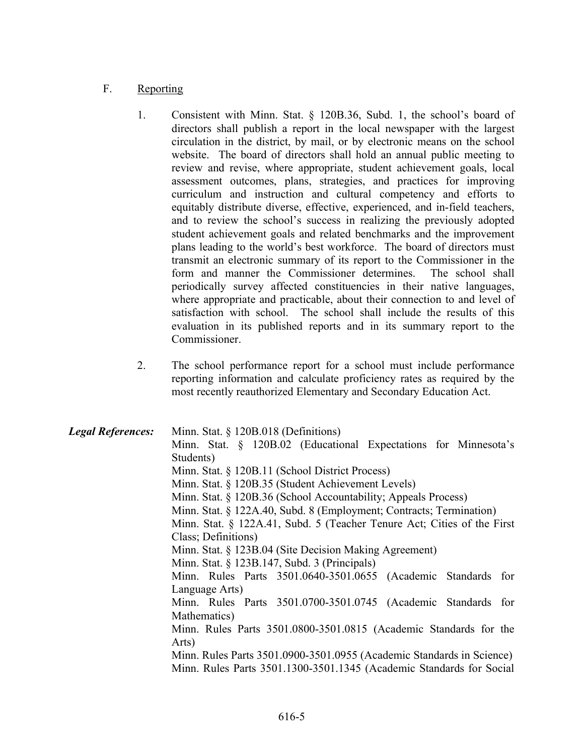F. Reporting

1. Consistent with Minn. Stat. § 120B.36, Subd. 1, the school's board of directors shall publish a report in the local newspaper with the largest circulation in the district, by mail, or by electronic means on the school website. The board of directors shall hold an annual public meeting to review and revise, where appropriate, student achievement goals, local assessment outcomes, plans, strategies, and practices for improving curriculum and instruction and cultural competency and efforts to equitably distribute diverse, effective, experienced, and in-field teachers, and to review the school's success in realizing the previously adopted student achievement goals and related benchmarks and the improvement plans leading to the world's best workforce. The board of directors must transmit an electronic summary of its report to the Commissioner in the form and manner the Commissioner determines. The school shall periodically survey affected constituencies in their native languages, where appropriate and practicable, about their connection to and level of satisfaction with school. The school shall include the results of this evaluation in its published reports and in its summary report to the Commissioner.

2. The school performance report for a school must include performance reporting information and calculate proficiency rates as required by the most recently reauthorized Elementary and Secondary Education Act.

***Legal References:***

Minn. Stat. § 120B.018 (Definitions)
Minn. Stat. § 120B.02 (Educational Expectations for Minnesota's Students)
Minn. Stat. § 120B.11 (School District Process)
Minn. Stat. § 120B.35 (Student Achievement Levels)
Minn. Stat. § 120B.36 (School Accountability; Appeals Process)
Minn. Stat. § 122A.40, Subd. 8 (Employment; Contracts; Termination)
Minn. Stat. § 122A.41, Subd. 5 (Teacher Tenure Act; Cities of the First Class; Definitions)
Minn. Stat. § 123B.04 (Site Decision Making Agreement)
Minn. Stat. § 123B.147, Subd. 3 (Principals)
Minn. Rules Parts 3501.0640-3501.0655 (Academic Standards for Language Arts)
Minn. Rules Parts 3501.0700-3501.0745 (Academic Standards for Mathematics)
Minn. Rules Parts 3501.0800-3501.0815 (Academic Standards for the Arts)
Minn. Rules Parts 3501.0900-3501.0955 (Academic Standards in Science)
Minn. Rules Parts 3501.1300-3501.1345 (Academic Standards for Social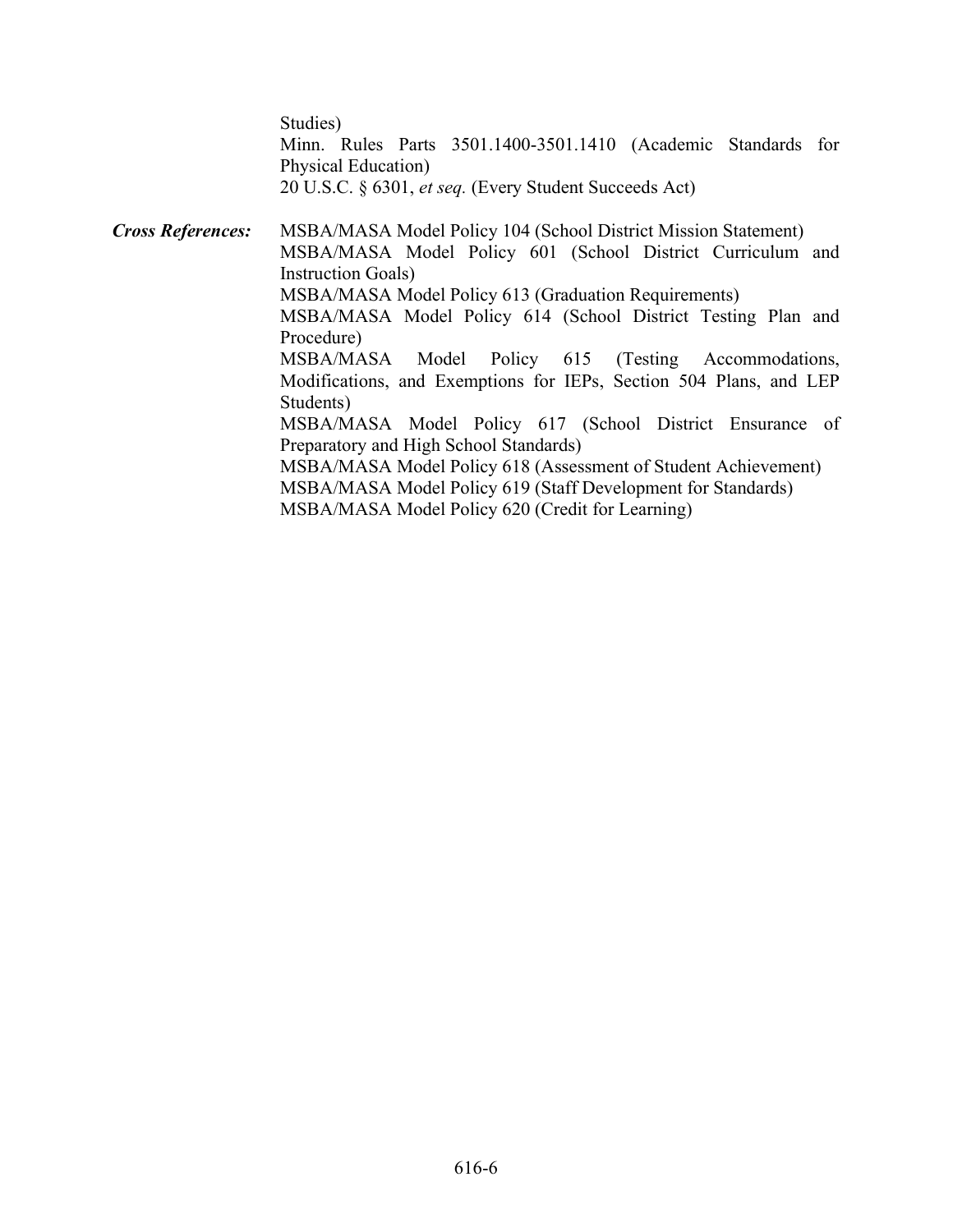Studies)
Minn. Rules Parts 3501.1400-3501.1410 (Academic Standards for Physical Education)
20 U.S.C. § 6301, *et seq.* (Every Student Succeeds Act)

***Cross References:*** MSBA/MASA Model Policy 104 (School District Mission Statement)
MSBA/MASA Model Policy 601 (School District Curriculum and Instruction Goals)
MSBA/MASA Model Policy 613 (Graduation Requirements)
MSBA/MASA Model Policy 614 (School District Testing Plan and Procedure)
MSBA/MASA Model Policy 615 (Testing Accommodations, Modifications, and Exemptions for IEPs, Section 504 Plans, and LEP Students)
MSBA/MASA Model Policy 617 (School District Ensurance of Preparatory and High School Standards)
MSBA/MASA Model Policy 618 (Assessment of Student Achievement)
MSBA/MASA Model Policy 619 (Staff Development for Standards)
MSBA/MASA Model Policy 620 (Credit for Learning)